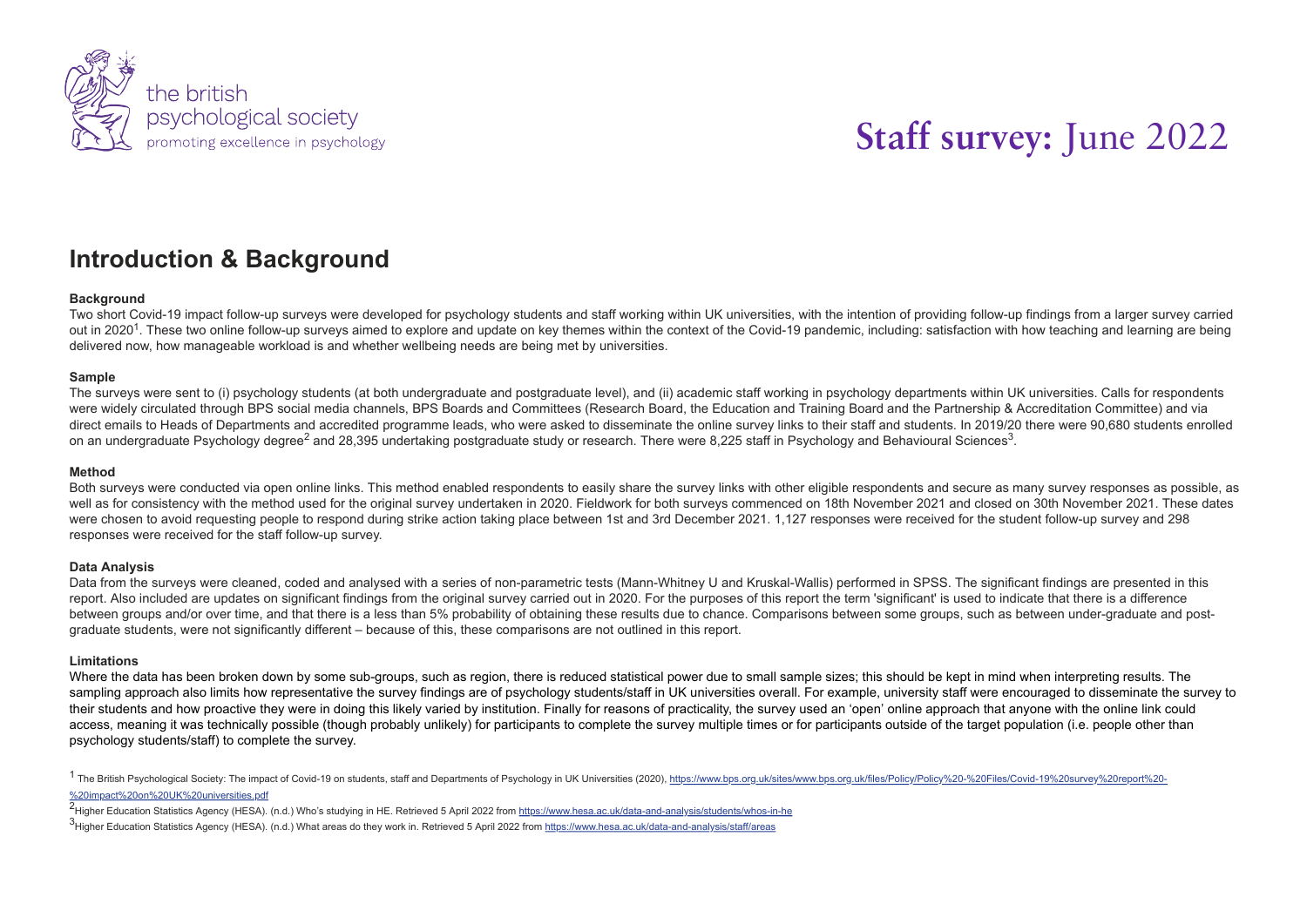the british psychological society
promoting excellence in psychology

# Staff survey: June 2022

## Introduction & Background

### Background

Two short Covid-19 impact follow-up surveys were developed for psychology students and staff working within UK universities, with the intention of providing follow-up findings from a larger survey carried out in 2020[1]. These two online follow-up surveys aimed to explore and update on key themes within the context of the Covid-19 pandemic, including: satisfaction with how teaching and learning are being delivered now, how manageable workload is and whether wellbeing needs are being met by universities.

### Sample

The surveys were sent to (i) psychology students (at both undergraduate and postgraduate level), and (ii) academic staff working in psychology departments within UK universities. Calls for respondents were widely circulated through BPS social media channels, BPS Boards and Committees (Research Board, the Education and Training Board and the Partnership & Accreditation Committee) and via direct emails to Heads of Departments and accredited programme leads, who were asked to disseminate the online survey links to their staff and students. In 2019/20 there were 90,680 students enrolled on an undergraduate Psychology degree[2] and 28,395 undertaking postgraduate study or research. There were 8,225 staff in Psychology and Behavioural Sciences[3].

### Method

Both surveys were conducted via open online links. This method enabled respondents to easily share the survey links with other eligible respondents and secure as many survey responses as possible, as well as for consistency with the method used for the original survey undertaken in 2020. Fieldwork for both surveys commenced on 18th November 2021 and closed on 30th November 2021. These dates were chosen to avoid requesting people to respond during strike action taking place between 1st and 3rd December 2021. 1,127 responses were received for the student follow-up survey and 298 responses were received for the staff follow-up survey.

### Data Analysis

Data from the surveys were cleaned, coded and analysed with a series of non-parametric tests (Mann-Whitney U and Kruskal-Wallis) performed in SPSS. The significant findings are presented in this report. Also included are updates on significant findings from the original survey carried out in 2020. For the purposes of this report the term 'significant' is used to indicate that there is a difference between groups and/or over time, and that there is a less than 5% probability of obtaining these results due to chance. Comparisons between some groups, such as between under-graduate and post-graduate students, were not significantly different – because of this, these comparisons are not outlined in this report.

### Limitations

Where the data has been broken down by some sub-groups, such as region, there is reduced statistical power due to small sample sizes; this should be kept in mind when interpreting results. The sampling approach also limits how representative the survey findings are of psychology students/staff in UK universities overall. For example, university staff were encouraged to disseminate the survey to their students and how proactive they were in doing this likely varied by institution. Finally for reasons of practicality, the survey used an 'open' online approach that anyone with the online link could access, meaning it was technically possible (though probably unlikely) for participants to complete the survey multiple times or for participants outside of the target population (i.e. people other than psychology students/staff) to complete the survey.

---

[1] The British Psychological Society: The impact of Covid-19 on students, staff and Departments of Psychology in UK Universities (2020), https://www.bps.org.uk/sites/www.bps.org.uk/files/Policy/Policy%20-%20Files/Covid-19%20survey%20report%20-%20impact%20on%20UK%20universities.pdf

[2] Higher Education Statistics Agency (HESA). (n.d.) Who's studying in HE. Retrieved 5 April 2022 from https://www.hesa.ac.uk/data-and-analysis/students/whos-in-he

[3] Higher Education Statistics Agency (HESA). (n.d.) What areas do they work in. Retrieved 5 April 2022 from https://www.hesa.ac.uk/data-and-analysis/staff/areas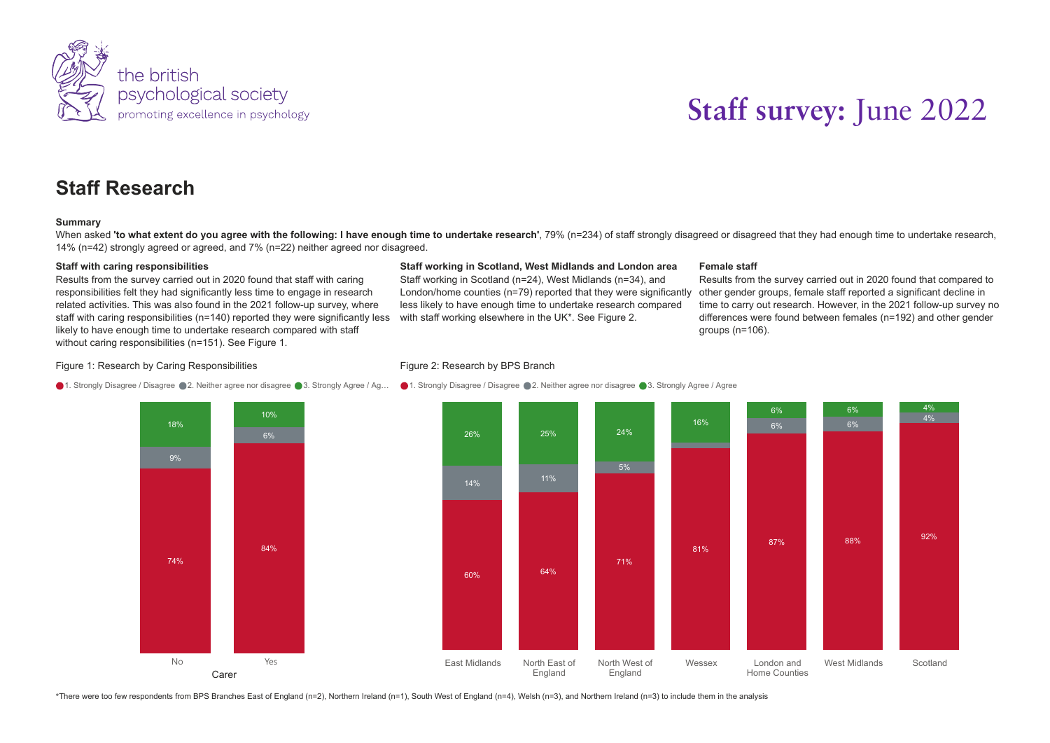# Staff survey: June 2022

## Staff Research

**Summary**

When asked **'to what extent do you agree with the following: I have enough time to undertake research'**, 79% (n=234) of staff strongly disagreed or disagreed that they had enough time to undertake research, 14% (n=42) strongly agreed or agreed, and 7% (n=22) neither agreed nor disagreed.

**Staff with caring responsibilities**

Results from the survey carried out in 2020 found that staff with caring responsibilities felt they had significantly less time to engage in research related activities. This was also found in the 2021 follow-up survey, where staff with caring responsibilities (n=140) reported they were significantly less likely to have enough time to undertake research compared with staff without caring responsibilities (n=151). See Figure 1.

**Staff working in Scotland, West Midlands and London area**

Staff working in Scotland (n=24), West Midlands (n=34), and London/home counties (n=79) reported that they were significantly less likely to have enough time to undertake research compared with staff working elsewhere in the UK*. See Figure 2.

**Female staff**

Results from the survey carried out in 2020 found that compared to other gender groups, female staff reported a significant decline in time to carry out research. However, in the 2021 follow-up survey no differences were found between females (n=192) and other gender groups (n=106).

Figure 1: Research by Caring Responsibilities

| Carer | 1. Strongly Disagree / Disagree | 2. Neither agree nor disagree | 3. Strongly Agree / Agree |
|---|---|---|---|
| No | 74% | 9% | 18% |
| Yes | 84% | 6% | 10% |

Figure 2: Research by BPS Branch

| Branch | 1. Strongly Disagree / Disagree | 2. Neither agree nor disagree | 3. Strongly Agree / Agree |
|---|---|---|---|
| East Midlands | 60% | 14% | 26% |
| North East of England | 64% | 11% | 25% |
| North West of England | 71% | 5% | 24% |
| Wessex | 81% | | 16% |
| London and Home Counties | 87% | 6% | 6% |
| West Midlands | 88% | 6% | 6% |
| Scotland | 92% | 4% | 4% |

*There were too few respondents from BPS Branches East of England (n=2), Northern Ireland (n=1), South West of England (n=4), Welsh (n=3), and Northern Ireland (n=3) to include them in the analysis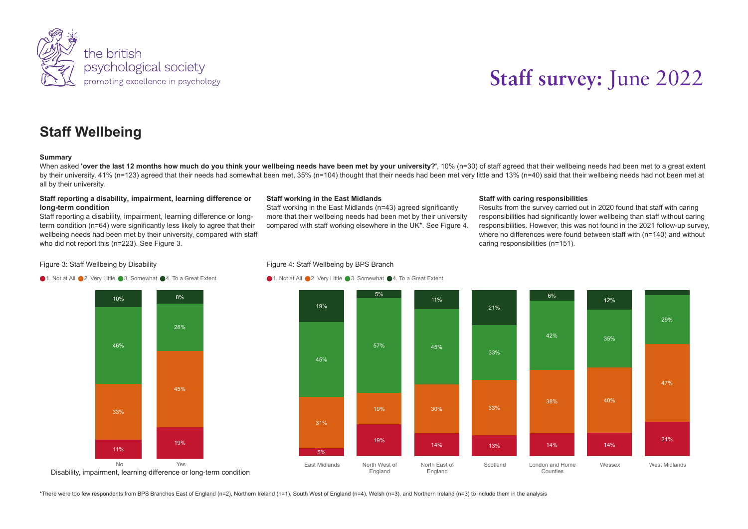# Staff survey: June 2022

## Staff Wellbeing

**Summary**

When asked **'over the last 12 months how much do you think your wellbeing needs have been met by your university?'**, 10% (n=30) of staff agreed that their wellbeing needs had been met to a great extent by their university, 41% (n=123) agreed that their needs had somewhat been met, 35% (n=104) thought that their needs had been met very little and 13% (n=40) said that their wellbeing needs had not been met at all by their university.

**Staff reporting a disability, impairment, learning difference or long-term condition**

Staff reporting a disability, impairment, learning difference or long-term condition (n=64) were significantly less likely to agree that their wellbeing needs had been met by their university, compared with staff who did not report this (n=223). See Figure 3.

**Staff working in the East Midlands**

Staff working in the East Midlands (n=43) agreed significantly more that their wellbeing needs had been met by their university compared with staff working elsewhere in the UK*. See Figure 4.

**Staff with caring responsibilities**

Results from the survey carried out in 2020 found that staff with caring responsibilities had significantly lower wellbeing than staff without caring responsibilities. However, this was not found in the 2021 follow-up survey, where no differences were found between staff with (n=140) and without caring responsibilities (n=151).

Figure 3: Staff Wellbeing by Disability

| Disability, impairment, learning difference or long-term condition | 1. Not at All | 2. Very Little | 3. Somewhat | 4. To a Great Extent |
|---|---|---|---|---|
| No | 11% | 33% | 46% | 10% |
| Yes | 19% | 45% | 28% | 8% |

Figure 4: Staff Wellbeing by BPS Branch

| BPS Branch | 1. Not at All | 2. Very Little | 3. Somewhat | 4. To a Great Extent |
|---|---|---|---|---|
| East Midlands | 5% | 31% | 45% | 19% |
| North West of England | 19% | 19% | 57% | 5% |
| North East of England | 14% | 30% | 45% | 11% |
| Scotland | 13% | 33% | 33% | 21% |
| London and Home Counties | 14% | 38% | 42% | 6% |
| Wessex | 14% | 40% | 35% | 12% |
| West Midlands | 21% | 47% | 29% | |

*There were too few respondents from BPS Branches East of England (n=2), Northern Ireland (n=1), South West of England (n=4), Welsh (n=3), and Northern Ireland (n=3) to include them in the analysis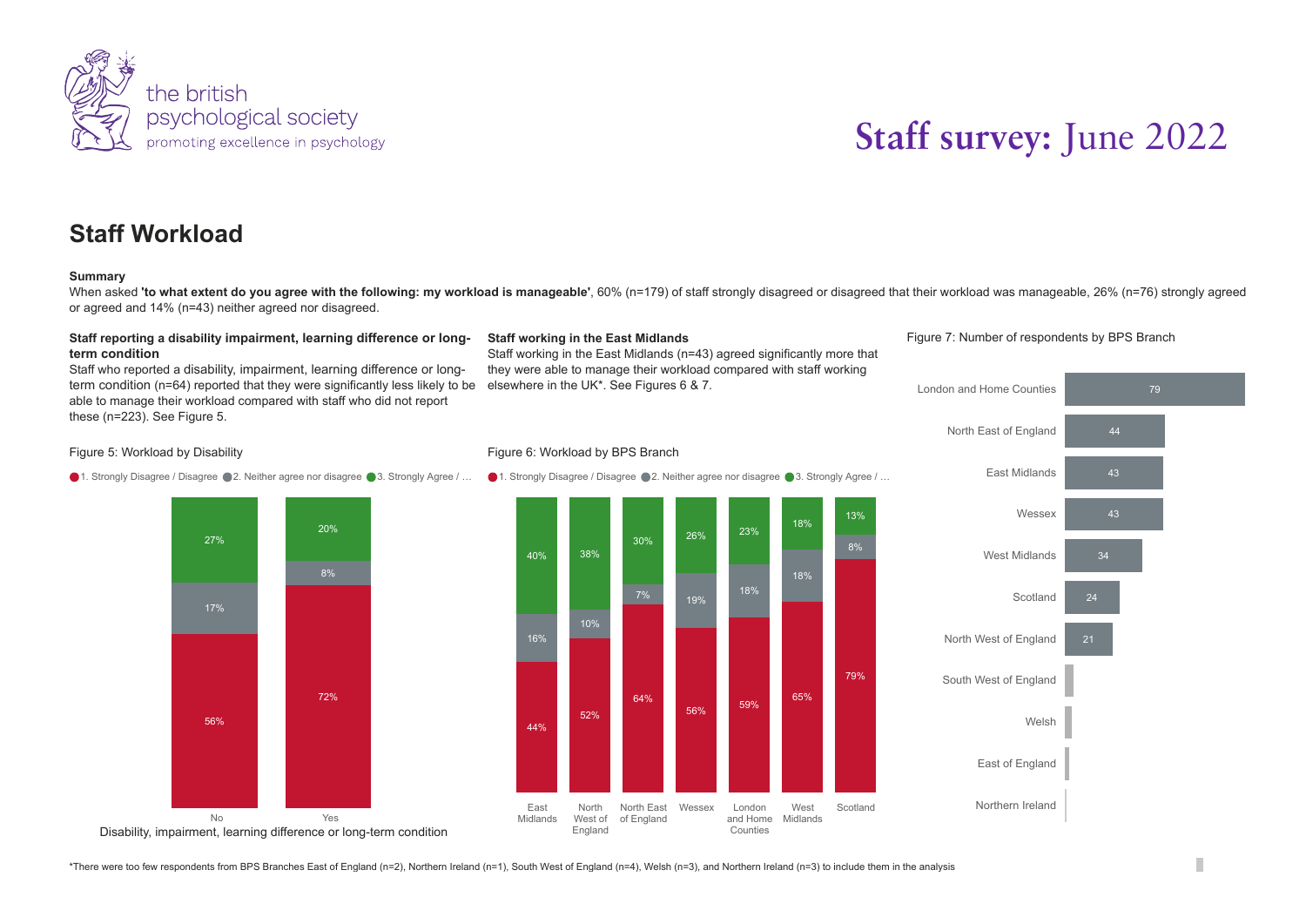# Staff survey: June 2022

## Staff Workload

**Summary**

When asked **'to what extent do you agree with the following: my workload is manageable'**, 60% (n=179) of staff strongly disagreed or disagreed that their workload was manageable, 26% (n=76) strongly agreed or agreed and 14% (n=43) neither agreed nor disagreed.

**Staff reporting a disability impairment, learning difference or long-term condition**

Staff who reported a disability, impairment, learning difference or long-term condition (n=64) reported that they were significantly less likely to be able to manage their workload compared with staff who did not report these (n=223). See Figure 5.

**Staff working in the East Midlands**

Staff working in the East Midlands (n=43) agreed significantly more that they were able to manage their workload compared with staff working elsewhere in the UK*. See Figures 6 & 7.

Figure 5: Workload by Disability

| Disability, impairment, learning difference or long-term condition | 1. Strongly Disagree / Disagree | 2. Neither agree nor disagree | 3. Strongly Agree / … |
|---|---|---|---|
| No | 56% | 17% | 27% |
| Yes | 72% | 8% | 20% |

Figure 6: Workload by BPS Branch

| Branch | 1. Strongly Disagree / Disagree | 2. Neither agree nor disagree | 3. Strongly Agree / … |
|---|---|---|---|
| East Midlands | 44% | 16% | 40% |
| North West of England | 52% | 10% | 38% |
| North East of England | 64% | 7% | 30% |
| Wessex | 56% | 19% | 26% |
| London and Home Counties | 59% | 18% | 23% |
| West Midlands | 65% | 18% | 18% |
| Scotland | 79% | 8% | 13% |

Figure 7: Number of respondents by BPS Branch

| BPS Branch | Respondents |
|---|---|
| London and Home Counties | 79 |
| North East of England | 44 |
| East Midlands | 43 |
| Wessex | 43 |
| West Midlands | 34 |
| Scotland | 24 |
| North West of England | 21 |
| South West of England | |
| Welsh | |
| East of England | |
| Northern Ireland | |

*There were too few respondents from BPS Branches East of England (n=2), Northern Ireland (n=1), South West of England (n=4), Welsh (n=3), and Northern Ireland (n=3) to include them in the analysis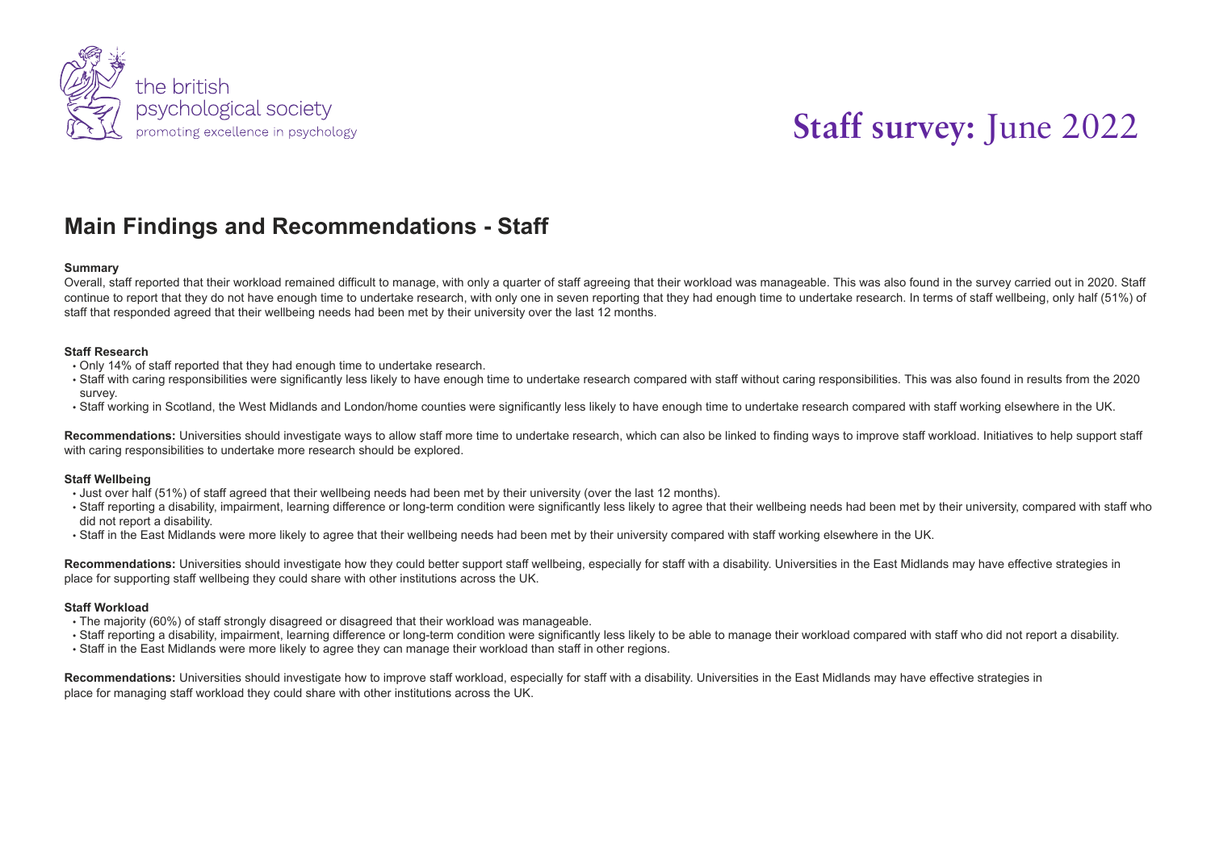# Staff survey: June 2022

## Main Findings and Recommendations - Staff

**Summary**

Overall, staff reported that their workload remained difficult to manage, with only a quarter of staff agreeing that their workload was manageable. This was also found in the survey carried out in 2020. Staff continue to report that they do not have enough time to undertake research, with only one in seven reporting that they had enough time to undertake research. In terms of staff wellbeing, only half (51%) of staff that responded agreed that their wellbeing needs had been met by their university over the last 12 months.

**Staff Research**

- Only 14% of staff reported that they had enough time to undertake research.
- Staff with caring responsibilities were significantly less likely to have enough time to undertake research compared with staff without caring responsibilities. This was also found in results from the 2020 survey.
- Staff working in Scotland, the West Midlands and London/home counties were significantly less likely to have enough time to undertake research compared with staff working elsewhere in the UK.

**Recommendations:** Universities should investigate ways to allow staff more time to undertake research, which can also be linked to finding ways to improve staff workload. Initiatives to help support staff with caring responsibilities to undertake more research should be explored.

**Staff Wellbeing**

- Just over half (51%) of staff agreed that their wellbeing needs had been met by their university (over the last 12 months).
- Staff reporting a disability, impairment, learning difference or long-term condition were significantly less likely to agree that their wellbeing needs had been met by their university, compared with staff who did not report a disability.
- Staff in the East Midlands were more likely to agree that their wellbeing needs had been met by their university compared with staff working elsewhere in the UK.

**Recommendations:** Universities should investigate how they could better support staff wellbeing, especially for staff with a disability. Universities in the East Midlands may have effective strategies in place for supporting staff wellbeing they could share with other institutions across the UK.

**Staff Workload**

- The majority (60%) of staff strongly disagreed or disagreed that their workload was manageable.
- Staff reporting a disability, impairment, learning difference or long-term condition were significantly less likely to be able to manage their workload compared with staff who did not report a disability.
- Staff in the East Midlands were more likely to agree they can manage their workload than staff in other regions.

**Recommendations:** Universities should investigate how to improve staff workload, especially for staff with a disability. Universities in the East Midlands may have effective strategies in place for managing staff workload they could share with other institutions across the UK.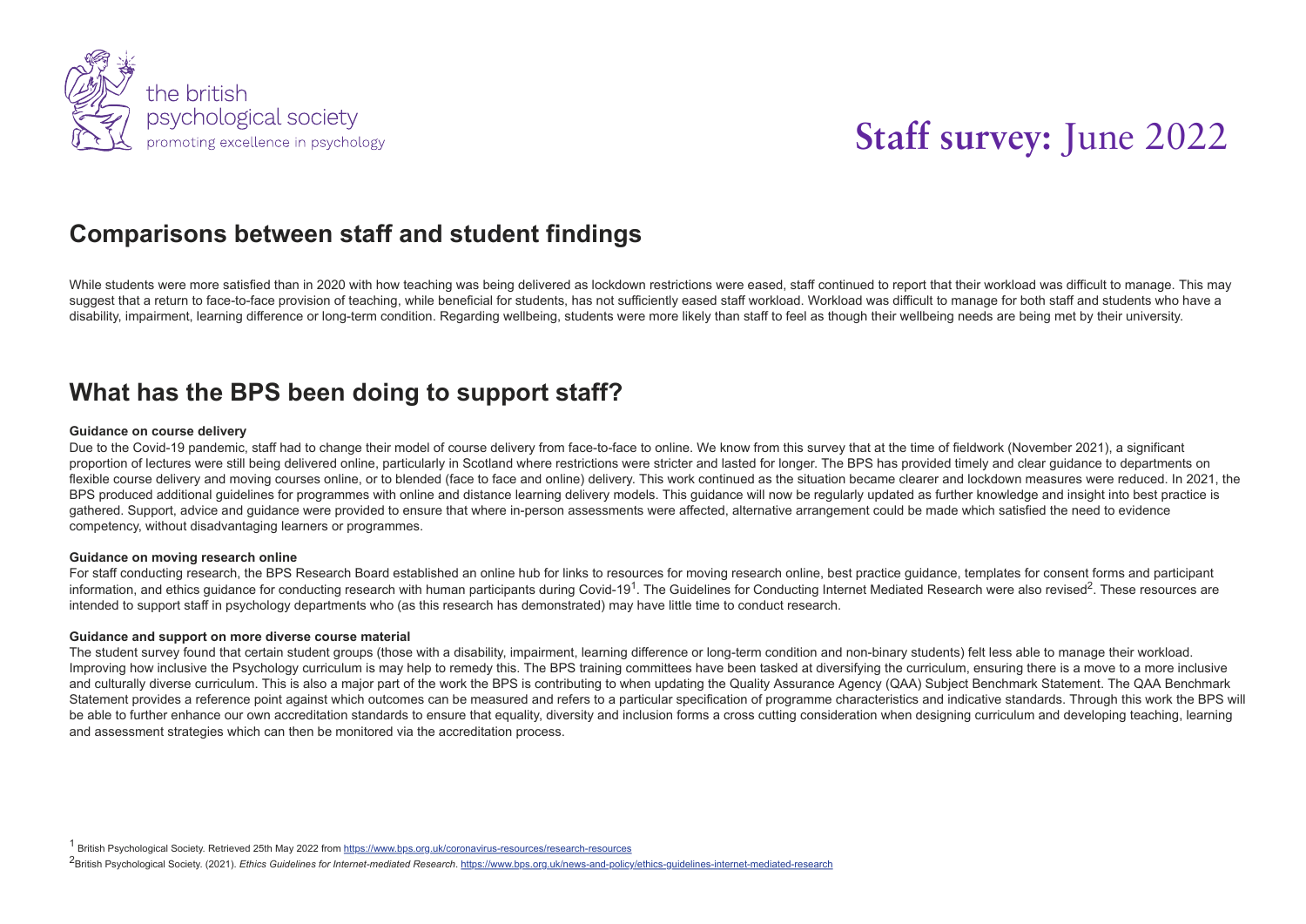## Comparisons between staff and student findings

While students were more satisfied than in 2020 with how teaching was being delivered as lockdown restrictions were eased, staff continued to report that their workload was difficult to manage. This may suggest that a return to face-to-face provision of teaching, while beneficial for students, has not sufficiently eased staff workload. Workload was difficult to manage for both staff and students who have a disability, impairment, learning difference or long-term condition. Regarding wellbeing, students were more likely than staff to feel as though their wellbeing needs are being met by their university.

## What has the BPS been doing to support staff?

**Guidance on course delivery**

Due to the Covid-19 pandemic, staff had to change their model of course delivery from face-to-face to online. We know from this survey that at the time of fieldwork (November 2021), a significant proportion of lectures were still being delivered online, particularly in Scotland where restrictions were stricter and lasted for longer. The BPS has provided timely and clear guidance to departments on flexible course delivery and moving courses online, or to blended (face to face and online) delivery. This work continued as the situation became clearer and lockdown measures were reduced. In 2021, the BPS produced additional guidelines for programmes with online and distance learning delivery models. This guidance will now be regularly updated as further knowledge and insight into best practice is gathered. Support, advice and guidance were provided to ensure that where in-person assessments were affected, alternative arrangement could be made which satisfied the need to evidence competency, without disadvantaging learners or programmes.

**Guidance on moving research online**

For staff conducting research, the BPS Research Board established an online hub for links to resources for moving research online, best practice guidance, templates for consent forms and participant information, and ethics guidance for conducting research with human participants during Covid-19[1]. The Guidelines for Conducting Internet Mediated Research were also revised[2]. These resources are intended to support staff in psychology departments who (as this research has demonstrated) may have little time to conduct research.

**Guidance and support on more diverse course material**

The student survey found that certain student groups (those with a disability, impairment, learning difference or long-term condition and non-binary students) felt less able to manage their workload. Improving how inclusive the Psychology curriculum is may help to remedy this. The BPS training committees have been tasked at diversifying the curriculum, ensuring there is a move to a more inclusive and culturally diverse curriculum. This is also a major part of the work the BPS is contributing to when updating the Quality Assurance Agency (QAA) Subject Benchmark Statement. The QAA Benchmark Statement provides a reference point against which outcomes can be measured and refers to a particular specification of programme characteristics and indicative standards. Through this work the BPS will be able to further enhance our own accreditation standards to ensure that equality, diversity and inclusion forms a cross cutting consideration when designing curriculum and developing teaching, learning and assessment strategies which can then be monitored via the accreditation process.

[1] British Psychological Society. Retrieved 25th May 2022 from https://www.bps.org.uk/coronavirus-resources/research-resources

[2] British Psychological Society. (2021). *Ethics Guidelines for Internet-mediated Research*. https://www.bps.org.uk/news-and-policy/ethics-guidelines-internet-mediated-research